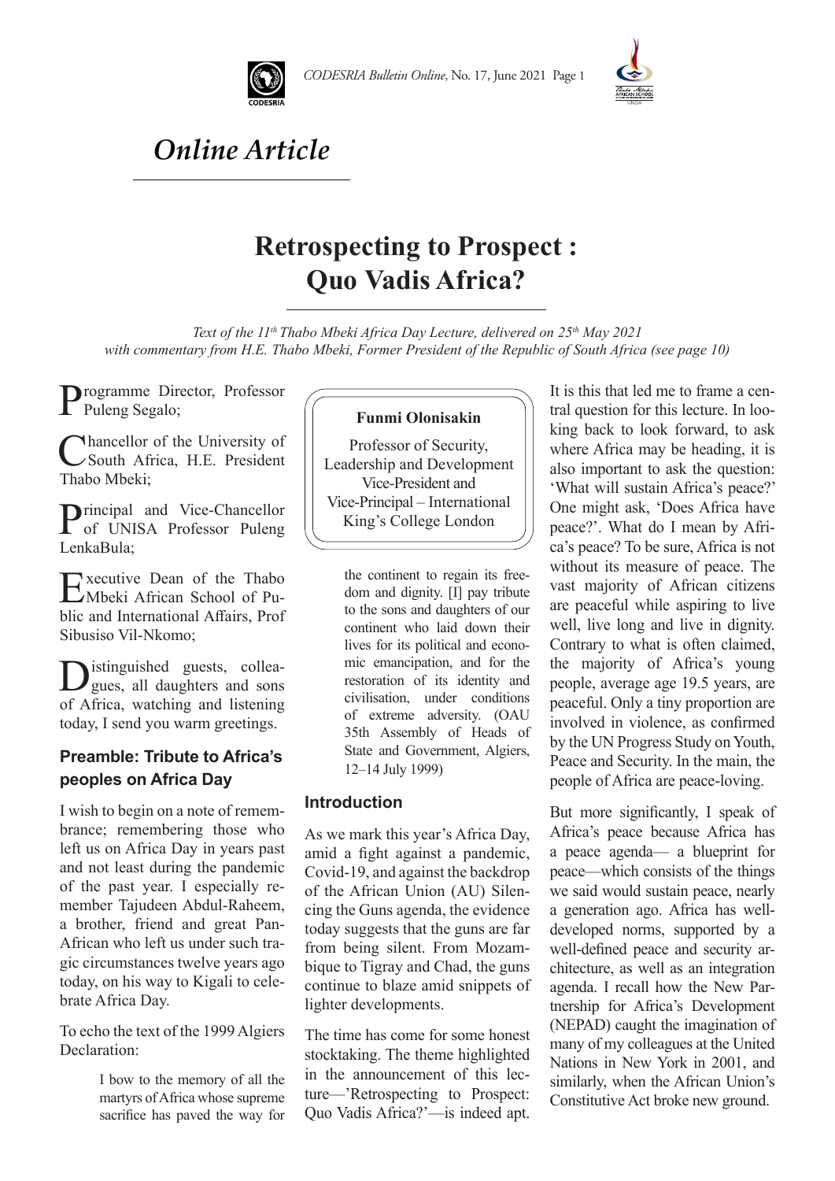# *Online Article*

# Retrospecting to Prospect : Quo Vadis Africa?

*Text of the 11th Thabo Mbeki Africa Day Lecture, delivered on 25th May 2021 with commentary from H.E. Thabo Mbeki, Former President of the Republic of South Africa (see page 10)*

**Funmi Olonisakin**

Professor of Security, Leadership and Development
Vice-President and Vice-Principal – International
King's College London

Programme Director, Professor Puleng Segalo;

Chancellor of the University of South Africa, H.E. President Thabo Mbeki;

Principal and Vice-Chancellor of UNISA Professor Puleng LenkaBula;

Executive Dean of the Thabo Mbeki African School of Public and International Affairs, Prof Sibusiso Vil-Nkomo;

Distinguished guests, colleagues, all daughters and sons of Africa, watching and listening today, I send you warm greetings.

## Preamble: Tribute to Africa's peoples on Africa Day

I wish to begin on a note of remembrance; remembering those who left us on Africa Day in years past and not least during the pandemic of the past year. I especially remember Tajudeen Abdul-Raheem, a brother, friend and great Pan-African who left us under such tragic circumstances twelve years ago today, on his way to Kigali to celebrate Africa Day.

To echo the text of the 1999 Algiers Declaration:

> I bow to the memory of all the martyrs of Africa whose supreme sacrifice has paved the way for the continent to regain its freedom and dignity. [I] pay tribute to the sons and daughters of our continent who laid down their lives for its political and economic emancipation, and for the restoration of its identity and civilisation, under conditions of extreme adversity. (OAU 35th Assembly of Heads of State and Government, Algiers, 12–14 July 1999)

## Introduction

As we mark this year's Africa Day, amid a fight against a pandemic, Covid-19, and against the backdrop of the African Union (AU) Silencing the Guns agenda, the evidence today suggests that the guns are far from being silent. From Mozambique to Tigray and Chad, the guns continue to blaze amid snippets of lighter developments.

The time has come for some honest stocktaking. The theme highlighted in the announcement of this lecture—'Retrospecting to Prospect: Quo Vadis Africa?'—is indeed apt. It is this that led me to frame a central question for this lecture. In looking back to look forward, to ask where Africa may be heading, it is also important to ask the question: 'What will sustain Africa's peace?' One might ask, 'Does Africa have peace?'. What do I mean by Africa's peace? To be sure, Africa is not without its measure of peace. The vast majority of African citizens are peaceful while aspiring to live well, live long and live in dignity. Contrary to what is often claimed, the majority of Africa's young people, average age 19.5 years, are peaceful. Only a tiny proportion are involved in violence, as confirmed by the UN Progress Study on Youth, Peace and Security. In the main, the people of Africa are peace-loving.

But more significantly, I speak of Africa's peace because Africa has a peace agenda— a blueprint for peace—which consists of the things we said would sustain peace, nearly a generation ago. Africa has well-developed norms, supported by a well-defined peace and security architecture, as well as an integration agenda. I recall how the New Partnership for Africa's Development (NEPAD) caught the imagination of many of my colleagues at the United Nations in New York in 2001, and similarly, when the African Union's Constitutive Act broke new ground.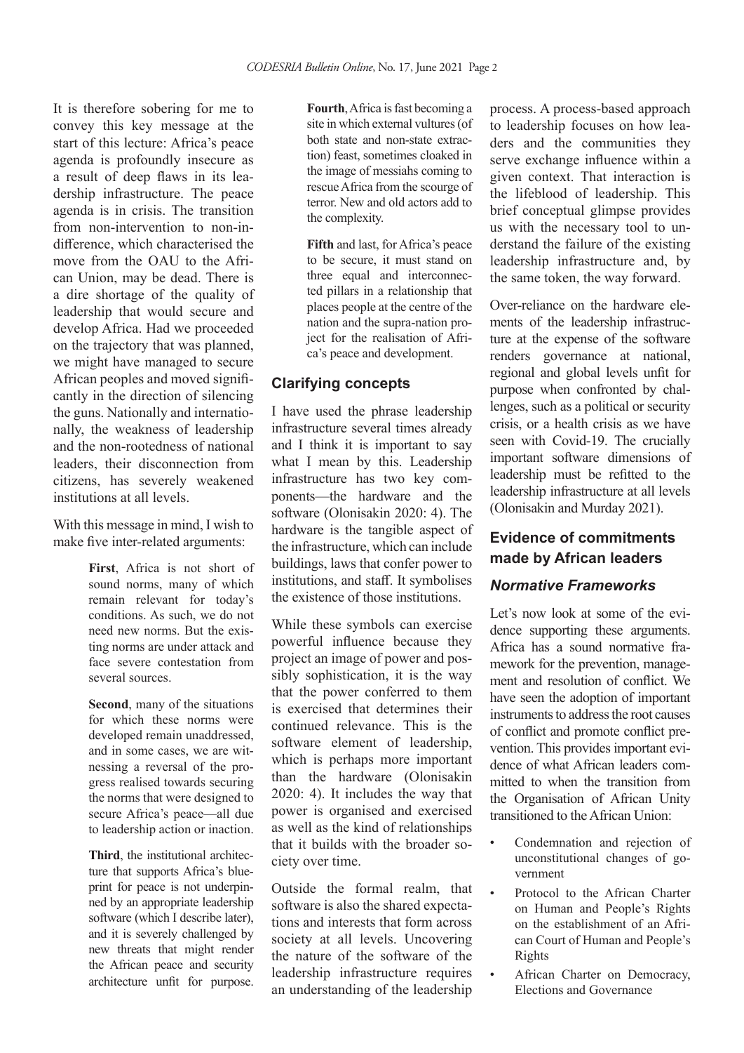It is therefore sobering for me to convey this key message at the start of this lecture: Africa's peace agenda is profoundly insecure as a result of deep flaws in its leadership infrastructure. The peace agenda is in crisis. The transition from non-intervention to non-indifference, which characterised the move from the OAU to the African Union, may be dead. There is a dire shortage of the quality of leadership that would secure and develop Africa. Had we proceeded on the trajectory that was planned, we might have managed to secure African peoples and moved significantly in the direction of silencing the guns. Nationally and internationally, the weakness of leadership and the non-rootedness of national leaders, their disconnection from citizens, has severely weakened institutions at all levels.

With this message in mind, I wish to make five inter-related arguments:

> **First**, Africa is not short of sound norms, many of which remain relevant for today's conditions. As such, we do not need new norms. But the existing norms are under attack and face severe contestation from several sources.
>
> **Second**, many of the situations for which these norms were developed remain unaddressed, and in some cases, we are witnessing a reversal of the progress realised towards securing the norms that were designed to secure Africa's peace—all due to leadership action or inaction.
>
> **Third**, the institutional architecture that supports Africa's blueprint for peace is not underpinned by an appropriate leadership software (which I describe later), and it is severely challenged by new threats that might render the African peace and security architecture unfit for purpose.
>
> **Fourth**, Africa is fast becoming a site in which external vultures (of both state and non-state extraction) feast, sometimes cloaked in the image of messiahs coming to rescue Africa from the scourge of terror. New and old actors add to the complexity.
>
> **Fifth** and last, for Africa's peace to be secure, it must stand on three equal and interconnected pillars in a relationship that places people at the centre of the nation and the supra-nation project for the realisation of Africa's peace and development.

## Clarifying concepts

I have used the phrase leadership infrastructure several times already and I think it is important to say what I mean by this. Leadership infrastructure has two key components—the hardware and the software (Olonisakin 2020: 4). The hardware is the tangible aspect of the infrastructure, which can include buildings, laws that confer power to institutions, and staff. It symbolises the existence of those institutions.

While these symbols can exercise powerful influence because they project an image of power and possibly sophistication, it is the way that the power conferred to them is exercised that determines their continued relevance. This is the software element of leadership, which is perhaps more important than the hardware (Olonisakin 2020: 4). It includes the way that power is organised and exercised as well as the kind of relationships that it builds with the broader society over time.

Outside the formal realm, that software is also the shared expectations and interests that form across society at all levels. Uncovering the nature of the software of the leadership infrastructure requires an understanding of the leadership process. A process-based approach to leadership focuses on how leaders and the communities they serve exchange influence within a given context. That interaction is the lifeblood of leadership. This brief conceptual glimpse provides us with the necessary tool to understand the failure of the existing leadership infrastructure and, by the same token, the way forward.

Over-reliance on the hardware elements of the leadership infrastructure at the expense of the software renders governance at national, regional and global levels unfit for purpose when confronted by challenges, such as a political or security crisis, or a health crisis as we have seen with Covid-19. The crucially important software dimensions of leadership must be refitted to the leadership infrastructure at all levels (Olonisakin and Murday 2021).

## Evidence of commitments made by African leaders

### *Normative Frameworks*

Let's now look at some of the evidence supporting these arguments. Africa has a sound normative framework for the prevention, management and resolution of conflict. We have seen the adoption of important instruments to address the root causes of conflict and promote conflict prevention. This provides important evidence of what African leaders committed to when the transition from the Organisation of African Unity transitioned to the African Union:

- Condemnation and rejection of unconstitutional changes of government
- Protocol to the African Charter on Human and People's Rights on the establishment of an African Court of Human and People's Rights
- African Charter on Democracy, Elections and Governance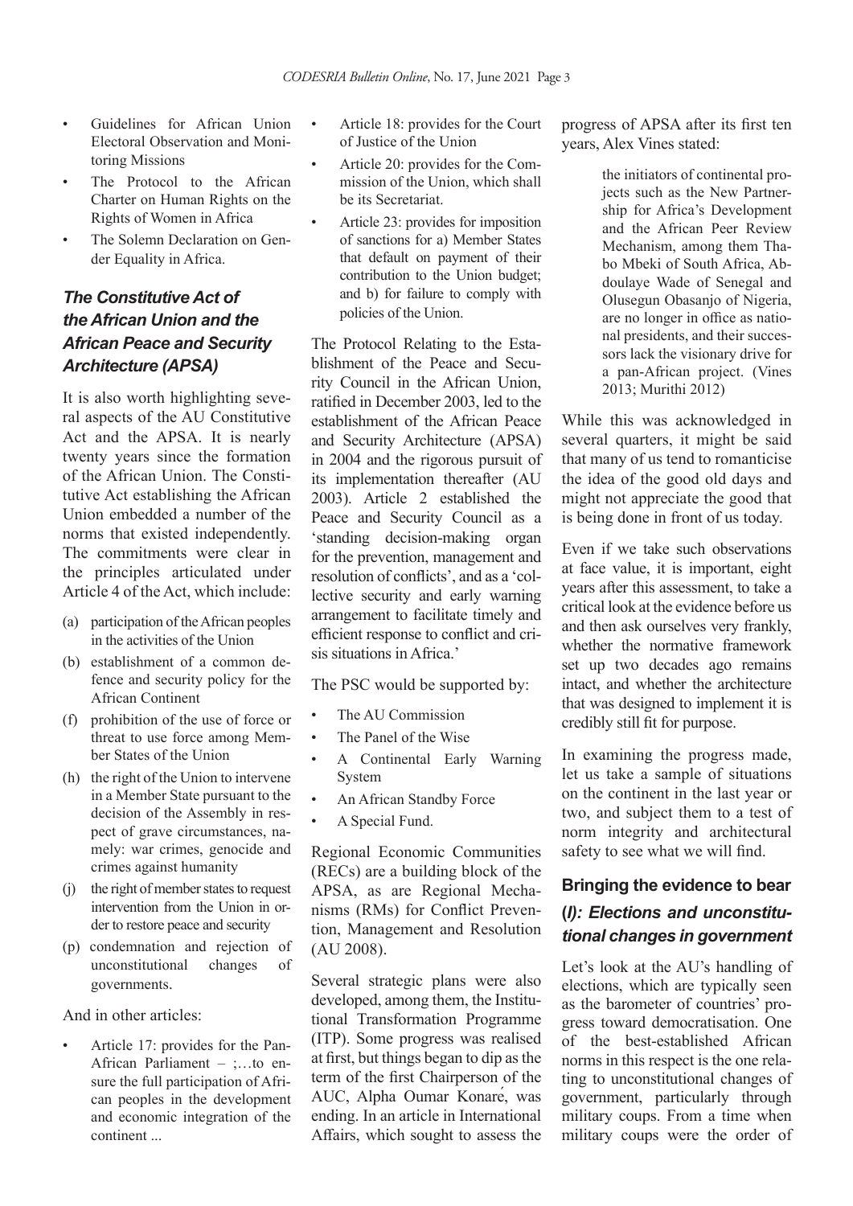- Guidelines for African Union Electoral Observation and Monitoring Missions
- The Protocol to the African Charter on Human Rights on the Rights of Women in Africa
- The Solemn Declaration on Gender Equality in Africa.

## *The Constitutive Act of the African Union and the African Peace and Security Architecture (APSA)*

It is also worth highlighting several aspects of the AU Constitutive Act and the APSA. It is nearly twenty years since the formation of the African Union. The Constitutive Act establishing the African Union embedded a number of the norms that existed independently. The commitments were clear in the principles articulated under Article 4 of the Act, which include:

(a) participation of the African peoples in the activities of the Union

(b) establishment of a common defence and security policy for the African Continent

(f) prohibition of the use of force or threat to use force among Member States of the Union

(h) the right of the Union to intervene in a Member State pursuant to the decision of the Assembly in respect of grave circumstances, namely: war crimes, genocide and crimes against humanity

(j) the right of member states to request intervention from the Union in order to restore peace and security

(p) condemnation and rejection of unconstitutional changes of governments.

And in other articles:

- Article 17: provides for the Pan-African Parliament – ;…to ensure the full participation of African peoples in the development and economic integration of the continent ...
- Article 18: provides for the Court of Justice of the Union
- Article 20: provides for the Commission of the Union, which shall be its Secretariat.
- Article 23: provides for imposition of sanctions for a) Member States that default on payment of their contribution to the Union budget; and b) for failure to comply with policies of the Union.

The Protocol Relating to the Establishment of the Peace and Security Council in the African Union, ratified in December 2003, led to the establishment of the African Peace and Security Architecture (APSA) in 2004 and the rigorous pursuit of its implementation thereafter (AU 2003). Article 2 established the Peace and Security Council as a 'standing decision-making organ for the prevention, management and resolution of conflicts', and as a 'collective security and early warning arrangement to facilitate timely and efficient response to conflict and crisis situations in Africa.'

The PSC would be supported by:

- The AU Commission
- The Panel of the Wise
- A Continental Early Warning System
- An African Standby Force
- A Special Fund.

Regional Economic Communities (RECs) are a building block of the APSA, as are Regional Mechanisms (RMs) for Conflict Prevention, Management and Resolution (AU 2008).

Several strategic plans were also developed, among them, the Institutional Transformation Programme (ITP). Some progress was realised at first, but things began to dip as the term of the first Chairperson of the AUC, Alpha Oumar Konaré, was ending. In an article in International Affairs, which sought to assess the progress of APSA after its first ten years, Alex Vines stated:

> the initiators of continental projects such as the New Partnership for Africa's Development and the African Peer Review Mechanism, among them Thabo Mbeki of South Africa, Abdoulaye Wade of Senegal and Olusegun Obasanjo of Nigeria, are no longer in office as national presidents, and their successors lack the visionary drive for a pan-African project. (Vines 2013; Murithi 2012)

While this was acknowledged in several quarters, it might be said that many of us tend to romanticise the idea of the good old days and might not appreciate the good that is being done in front of us today.

Even if we take such observations at face value, it is important, eight years after this assessment, to take a critical look at the evidence before us and then ask ourselves very frankly, whether the normative framework set up two decades ago remains intact, and whether the architecture that was designed to implement it is credibly still fit for purpose.

In examining the progress made, let us take a sample of situations on the continent in the last year or two, and subject them to a test of norm integrity and architectural safety to see what we will find.

## Bringing the evidence to bear

### *(I): Elections and unconstitutional changes in government*

Let's look at the AU's handling of elections, which are typically seen as the barometer of countries' progress toward democratisation. One of the best-established African norms in this respect is the one relating to unconstitutional changes of government, particularly through military coups. From a time when military coups were the order of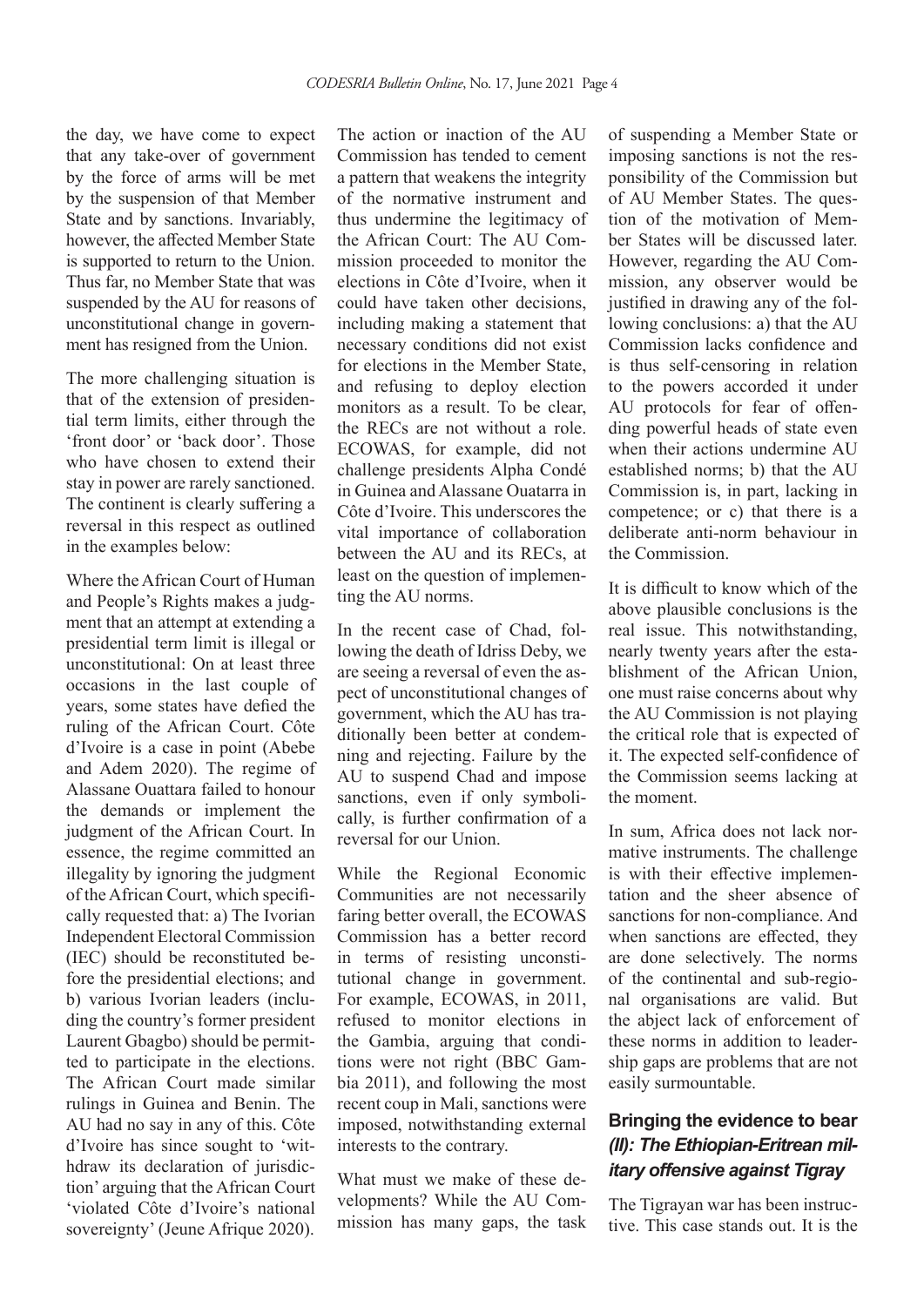the day, we have come to expect that any take-over of government by the force of arms will be met by the suspension of that Member State and by sanctions. Invariably, however, the affected Member State is supported to return to the Union. Thus far, no Member State that was suspended by the AU for reasons of unconstitutional change in government has resigned from the Union.

The more challenging situation is that of the extension of presidential term limits, either through the 'front door' or 'back door'. Those who have chosen to extend their stay in power are rarely sanctioned. The continent is clearly suffering a reversal in this respect as outlined in the examples below:

Where the African Court of Human and People's Rights makes a judgment that an attempt at extending a presidential term limit is illegal or unconstitutional: On at least three occasions in the last couple of years, some states have defied the ruling of the African Court. Côte d'Ivoire is a case in point (Abebe and Adem 2020). The regime of Alassane Ouattara failed to honour the demands or implement the judgment of the African Court. In essence, the regime committed an illegality by ignoring the judgment of the African Court, which specifically requested that: a) The Ivorian Independent Electoral Commission (IEC) should be reconstituted before the presidential elections; and b) various Ivorian leaders (including the country's former president Laurent Gbagbo) should be permitted to participate in the elections. The African Court made similar rulings in Guinea and Benin. The AU had no say in any of this. Côte d'Ivoire has since sought to 'withdraw its declaration of jurisdiction' arguing that the African Court 'violated Côte d'Ivoire's national sovereignty' (Jeune Afrique 2020).

The action or inaction of the AU Commission has tended to cement a pattern that weakens the integrity of the normative instrument and thus undermine the legitimacy of the African Court: The AU Commission proceeded to monitor the elections in Côte d'Ivoire, when it could have taken other decisions, including making a statement that necessary conditions did not exist for elections in the Member State, and refusing to deploy election monitors as a result. To be clear, the RECs are not without a role. ECOWAS, for example, did not challenge presidents Alpha Condé in Guinea and Alassane Ouatarra in Côte d'Ivoire. This underscores the vital importance of collaboration between the AU and its RECs, at least on the question of implementing the AU norms.

In the recent case of Chad, following the death of Idriss Deby, we are seeing a reversal of even the aspect of unconstitutional changes of government, which the AU has traditionally been better at condemning and rejecting. Failure by the AU to suspend Chad and impose sanctions, even if only symbolically, is further confirmation of a reversal for our Union.

While the Regional Economic Communities are not necessarily faring better overall, the ECOWAS Commission has a better record in terms of resisting unconstitutional change in government. For example, ECOWAS, in 2011, refused to monitor elections in the Gambia, arguing that conditions were not right (BBC Gambia 2011), and following the most recent coup in Mali, sanctions were imposed, notwithstanding external interests to the contrary.

What must we make of these developments? While the AU Commission has many gaps, the task of suspending a Member State or imposing sanctions is not the responsibility of the Commission but of AU Member States. The question of the motivation of Member States will be discussed later. However, regarding the AU Commission, any observer would be justified in drawing any of the following conclusions: a) that the AU Commission lacks confidence and is thus self-censoring in relation to the powers accorded it under AU protocols for fear of offending powerful heads of state even when their actions undermine AU established norms; b) that the AU Commission is, in part, lacking in competence; or c) that there is a deliberate anti-norm behaviour in the Commission.

It is difficult to know which of the above plausible conclusions is the real issue. This notwithstanding, nearly twenty years after the establishment of the African Union, one must raise concerns about why the AU Commission is not playing the critical role that is expected of it. The expected self-confidence of the Commission seems lacking at the moment.

In sum, Africa does not lack normative instruments. The challenge is with their effective implementation and the sheer absence of sanctions for non-compliance. And when sanctions are effected, they are done selectively. The norms of the continental and sub-regional organisations are valid. But the abject lack of enforcement of these norms in addition to leadership gaps are problems that are not easily surmountable.

## Bringing the evidence to bear *(II): The Ethiopian-Eritrean military offensive against Tigray*

The Tigrayan war has been instructive. This case stands out. It is the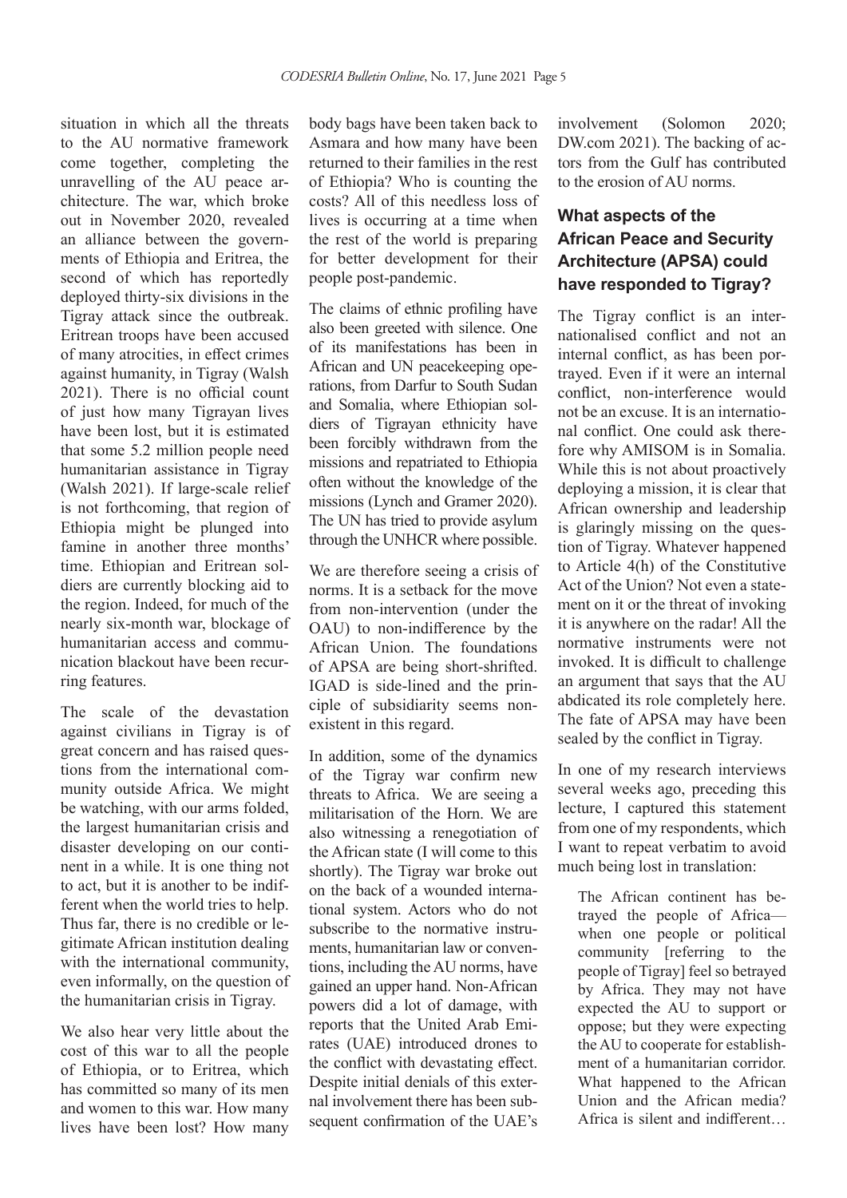situation in which all the threats to the AU normative framework come together, completing the unravelling of the AU peace architecture. The war, which broke out in November 2020, revealed an alliance between the governments of Ethiopia and Eritrea, the second of which has reportedly deployed thirty-six divisions in the Tigray attack since the outbreak. Eritrean troops have been accused of many atrocities, in effect crimes against humanity, in Tigray (Walsh 2021). There is no official count of just how many Tigrayan lives have been lost, but it is estimated that some 5.2 million people need humanitarian assistance in Tigray (Walsh 2021). If large-scale relief is not forthcoming, that region of Ethiopia might be plunged into famine in another three months' time. Ethiopian and Eritrean soldiers are currently blocking aid to the region. Indeed, for much of the nearly six-month war, blockage of humanitarian access and communication blackout have been recurring features.

The scale of the devastation against civilians in Tigray is of great concern and has raised questions from the international community outside Africa. We might be watching, with our arms folded, the largest humanitarian crisis and disaster developing on our continent in a while. It is one thing not to act, but it is another to be indifferent when the world tries to help. Thus far, there is no credible or legitimate African institution dealing with the international community, even informally, on the question of the humanitarian crisis in Tigray.

We also hear very little about the cost of this war to all the people of Ethiopia, or to Eritrea, which has committed so many of its men and women to this war. How many lives have been lost? How many body bags have been taken back to Asmara and how many have been returned to their families in the rest of Ethiopia? Who is counting the costs? All of this needless loss of lives is occurring at a time when the rest of the world is preparing for better development for their people post-pandemic.

The claims of ethnic profiling have also been greeted with silence. One of its manifestations has been in African and UN peacekeeping operations, from Darfur to South Sudan and Somalia, where Ethiopian soldiers of Tigrayan ethnicity have been forcibly withdrawn from the missions and repatriated to Ethiopia often without the knowledge of the missions (Lynch and Gramer 2020). The UN has tried to provide asylum through the UNHCR where possible.

We are therefore seeing a crisis of norms. It is a setback for the move from non-intervention (under the OAU) to non-indifference by the African Union. The foundations of APSA are being short-shrifted. IGAD is side-lined and the principle of subsidiarity seems non-existent in this regard.

In addition, some of the dynamics of the Tigray war confirm new threats to Africa. We are seeing a militarisation of the Horn. We are also witnessing a renegotiation of the African state (I will come to this shortly). The Tigray war broke out on the back of a wounded international system. Actors who do not subscribe to the normative instruments, humanitarian law or conventions, including the AU norms, have gained an upper hand. Non-African powers did a lot of damage, with reports that the United Arab Emirates (UAE) introduced drones to the conflict with devastating effect. Despite initial denials of this external involvement there has been subsequent confirmation of the UAE's involvement (Solomon 2020; DW.com 2021). The backing of actors from the Gulf has contributed to the erosion of AU norms.

## What aspects of the African Peace and Security Architecture (APSA) could have responded to Tigray?

The Tigray conflict is an internationalised conflict and not an internal conflict, as has been portrayed. Even if it were an internal conflict, non-interference would not be an excuse. It is an international conflict. One could ask therefore why AMISOM is in Somalia. While this is not about proactively deploying a mission, it is clear that African ownership and leadership is glaringly missing on the question of Tigray. Whatever happened to Article 4(h) of the Constitutive Act of the Union? Not even a statement on it or the threat of invoking it is anywhere on the radar! All the normative instruments were not invoked. It is difficult to challenge an argument that says that the AU abdicated its role completely here. The fate of APSA may have been sealed by the conflict in Tigray.

In one of my research interviews several weeks ago, preceding this lecture, I captured this statement from one of my respondents, which I want to repeat verbatim to avoid much being lost in translation:

> The African continent has betrayed the people of Africa—when one people or political community [referring to the people of Tigray] feel so betrayed by Africa. They may not have expected the AU to support or oppose; but they were expecting the AU to cooperate for establishment of a humanitarian corridor. What happened to the African Union and the African media? Africa is silent and indifferent…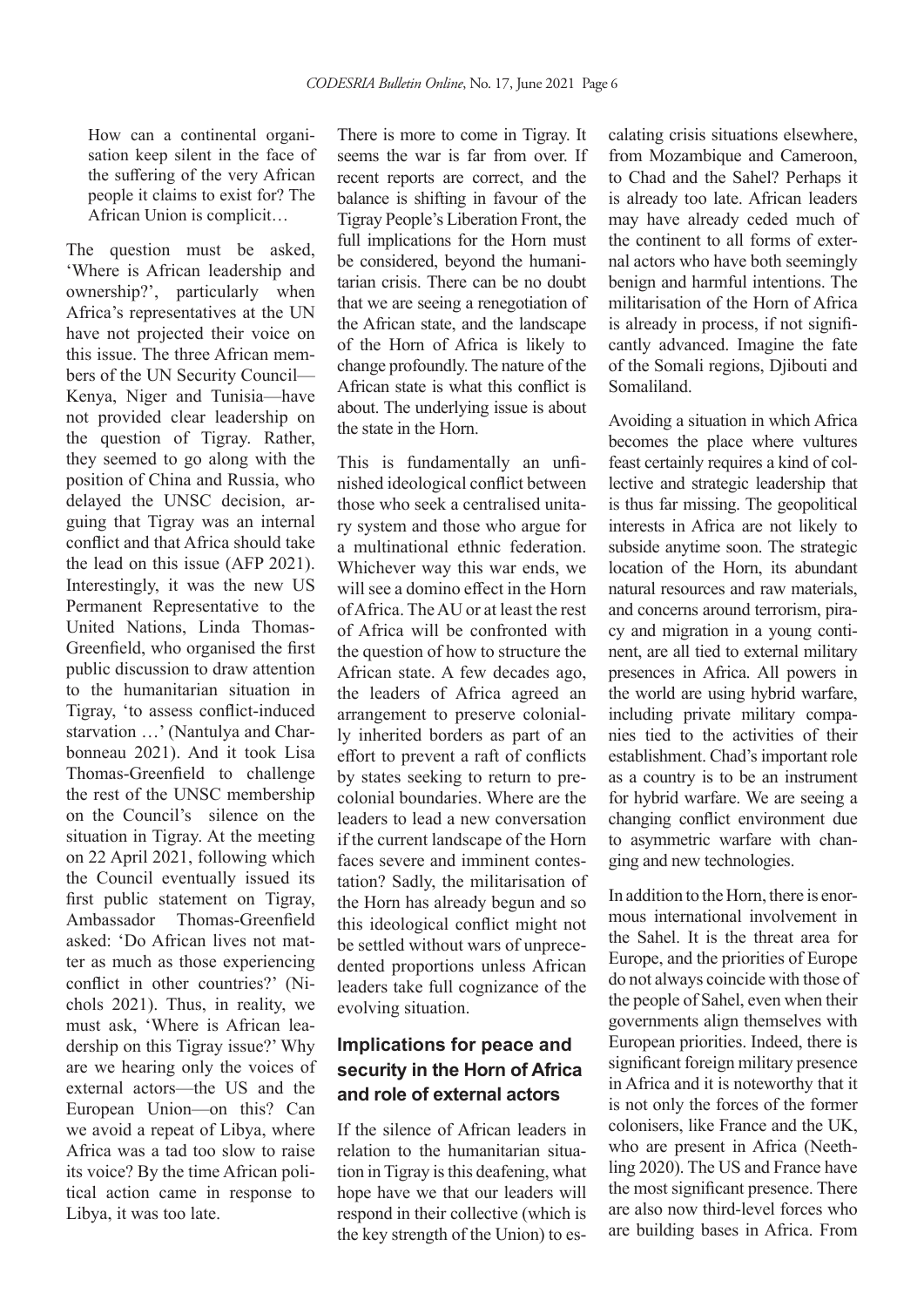> How can a continental organisation keep silent in the face of the suffering of the very African people it claims to exist for? The African Union is complicit…

The question must be asked, 'Where is African leadership and ownership?', particularly when Africa's representatives at the UN have not projected their voice on this issue. The three African members of the UN Security Council—Kenya, Niger and Tunisia—have not provided clear leadership on the question of Tigray. Rather, they seemed to go along with the position of China and Russia, who delayed the UNSC decision, arguing that Tigray was an internal conflict and that Africa should take the lead on this issue (AFP 2021). Interestingly, it was the new US Permanent Representative to the United Nations, Linda Thomas-Greenfield, who organised the first public discussion to draw attention to the humanitarian situation in Tigray, 'to assess conflict-induced starvation …' (Nantulya and Charbonneau 2021). And it took Lisa Thomas-Greenfield to challenge the rest of the UNSC membership on the Council's silence on the situation in Tigray. At the meeting on 22 April 2021, following which the Council eventually issued its first public statement on Tigray, Ambassador Thomas-Greenfield asked: 'Do African lives not matter as much as those experiencing conflict in other countries?' (Nichols 2021). Thus, in reality, we must ask, 'Where is African leadership on this Tigray issue?' Why are we hearing only the voices of external actors—the US and the European Union—on this? Can we avoid a repeat of Libya, where Africa was a tad too slow to raise its voice? By the time African political action came in response to Libya, it was too late.

There is more to come in Tigray. It seems the war is far from over. If recent reports are correct, and the balance is shifting in favour of the Tigray People's Liberation Front, the full implications for the Horn must be considered, beyond the humanitarian crisis. There can be no doubt that we are seeing a renegotiation of the African state, and the landscape of the Horn of Africa is likely to change profoundly. The nature of the African state is what this conflict is about. The underlying issue is about the state in the Horn.

This is fundamentally an unfinished ideological conflict between those who seek a centralised unitary system and those who argue for a multinational ethnic federation. Whichever way this war ends, we will see a domino effect in the Horn of Africa. The AU or at least the rest of Africa will be confronted with the question of how to structure the African state. A few decades ago, the leaders of Africa agreed an arrangement to preserve colonially inherited borders as part of an effort to prevent a raft of conflicts by states seeking to return to precolonial boundaries. Where are the leaders to lead a new conversation if the current landscape of the Horn faces severe and imminent contestation? Sadly, the militarisation of the Horn has already begun and so this ideological conflict might not be settled without wars of unprecedented proportions unless African leaders take full cognizance of the evolving situation.

## Implications for peace and security in the Horn of Africa and role of external actors

If the silence of African leaders in relation to the humanitarian situation in Tigray is this deafening, what hope have we that our leaders will respond in their collective (which is the key strength of the Union) to escalating crisis situations elsewhere, from Mozambique and Cameroon, to Chad and the Sahel? Perhaps it is already too late. African leaders may have already ceded much of the continent to all forms of external actors who have both seemingly benign and harmful intentions. The militarisation of the Horn of Africa is already in process, if not significantly advanced. Imagine the fate of the Somali regions, Djibouti and Somaliland.

Avoiding a situation in which Africa becomes the place where vultures feast certainly requires a kind of collective and strategic leadership that is thus far missing. The geopolitical interests in Africa are not likely to subside anytime soon. The strategic location of the Horn, its abundant natural resources and raw materials, and concerns around terrorism, piracy and migration in a young continent, are all tied to external military presences in Africa. All powers in the world are using hybrid warfare, including private military companies tied to the activities of their establishment. Chad's important role as a country is to be an instrument for hybrid warfare. We are seeing a changing conflict environment due to asymmetric warfare with changing and new technologies.

In addition to the Horn, there is enormous international involvement in the Sahel. It is the threat area for Europe, and the priorities of Europe do not always coincide with those of the people of Sahel, even when their governments align themselves with European priorities. Indeed, there is significant foreign military presence in Africa and it is noteworthy that it is not only the forces of the former colonisers, like France and the UK, who are present in Africa (Neethling 2020). The US and France have the most significant presence. There are also now third-level forces who are building bases in Africa. From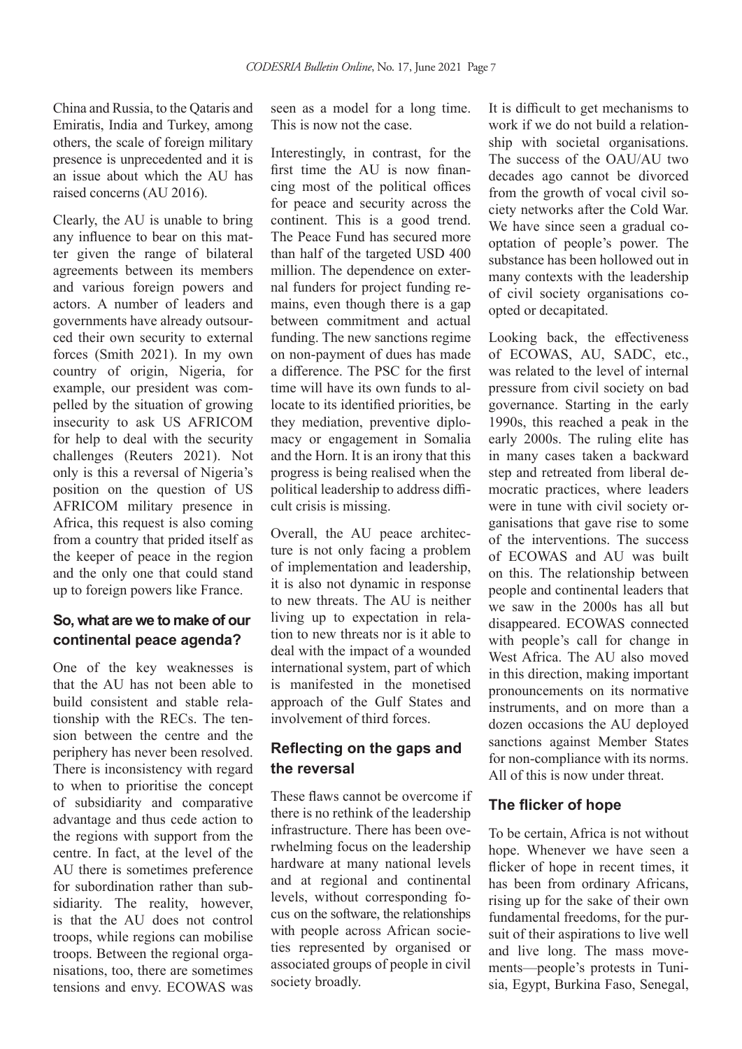China and Russia, to the Qataris and Emiratis, India and Turkey, among others, the scale of foreign military presence is unprecedented and it is an issue about which the AU has raised concerns (AU 2016).

Clearly, the AU is unable to bring any influence to bear on this matter given the range of bilateral agreements between its members and various foreign powers and actors. A number of leaders and governments have already outsourced their own security to external forces (Smith 2021). In my own country of origin, Nigeria, for example, our president was compelled by the situation of growing insecurity to ask US AFRICOM for help to deal with the security challenges (Reuters 2021). Not only is this a reversal of Nigeria's position on the question of US AFRICOM military presence in Africa, this request is also coming from a country that prided itself as the keeper of peace in the region and the only one that could stand up to foreign powers like France.

## So, what are we to make of our continental peace agenda?

One of the key weaknesses is that the AU has not been able to build consistent and stable relationship with the RECs. The tension between the centre and the periphery has never been resolved. There is inconsistency with regard to when to prioritise the concept of subsidiarity and comparative advantage and thus cede action to the regions with support from the centre. In fact, at the level of the AU there is sometimes preference for subordination rather than subsidiarity. The reality, however, is that the AU does not control troops, while regions can mobilise troops. Between the regional organisations, too, there are sometimes tensions and envy. ECOWAS was seen as a model for a long time. This is now not the case.

Interestingly, in contrast, for the first time the AU is now financing most of the political offices for peace and security across the continent. This is a good trend. The Peace Fund has secured more than half of the targeted USD 400 million. The dependence on external funders for project funding remains, even though there is a gap between commitment and actual funding. The new sanctions regime on non-payment of dues has made a difference. The PSC for the first time will have its own funds to allocate to its identified priorities, be they mediation, preventive diplomacy or engagement in Somalia and the Horn. It is an irony that this progress is being realised when the political leadership to address difficult crisis is missing.

Overall, the AU peace architecture is not only facing a problem of implementation and leadership, it is also not dynamic in response to new threats. The AU is neither living up to expectation in relation to new threats nor is it able to deal with the impact of a wounded international system, part of which is manifested in the monetised approach of the Gulf States and involvement of third forces.

## Reflecting on the gaps and the reversal

These flaws cannot be overcome if there is no rethink of the leadership infrastructure. There has been overwhelming focus on the leadership hardware at many national levels and at regional and continental levels, without corresponding focus on the software, the relationships with people across African societies represented by organised or associated groups of people in civil society broadly.

It is difficult to get mechanisms to work if we do not build a relationship with societal organisations. The success of the OAU/AU two decades ago cannot be divorced from the growth of vocal civil society networks after the Cold War. We have since seen a gradual cooptation of people's power. The substance has been hollowed out in many contexts with the leadership of civil society organisations coopted or decapitated.

Looking back, the effectiveness of ECOWAS, AU, SADC, etc., was related to the level of internal pressure from civil society on bad governance. Starting in the early 1990s, this reached a peak in the early 2000s. The ruling elite has in many cases taken a backward step and retreated from liberal democratic practices, where leaders were in tune with civil society organisations that gave rise to some of the interventions. The success of ECOWAS and AU was built on this. The relationship between people and continental leaders that we saw in the 2000s has all but disappeared. ECOWAS connected with people's call for change in West Africa. The AU also moved in this direction, making important pronouncements on its normative instruments, and on more than a dozen occasions the AU deployed sanctions against Member States for non-compliance with its norms. All of this is now under threat.

## The flicker of hope

To be certain, Africa is not without hope. Whenever we have seen a flicker of hope in recent times, it has been from ordinary Africans, rising up for the sake of their own fundamental freedoms, for the pursuit of their aspirations to live well and live long. The mass movements—people's protests in Tunisia, Egypt, Burkina Faso, Senegal,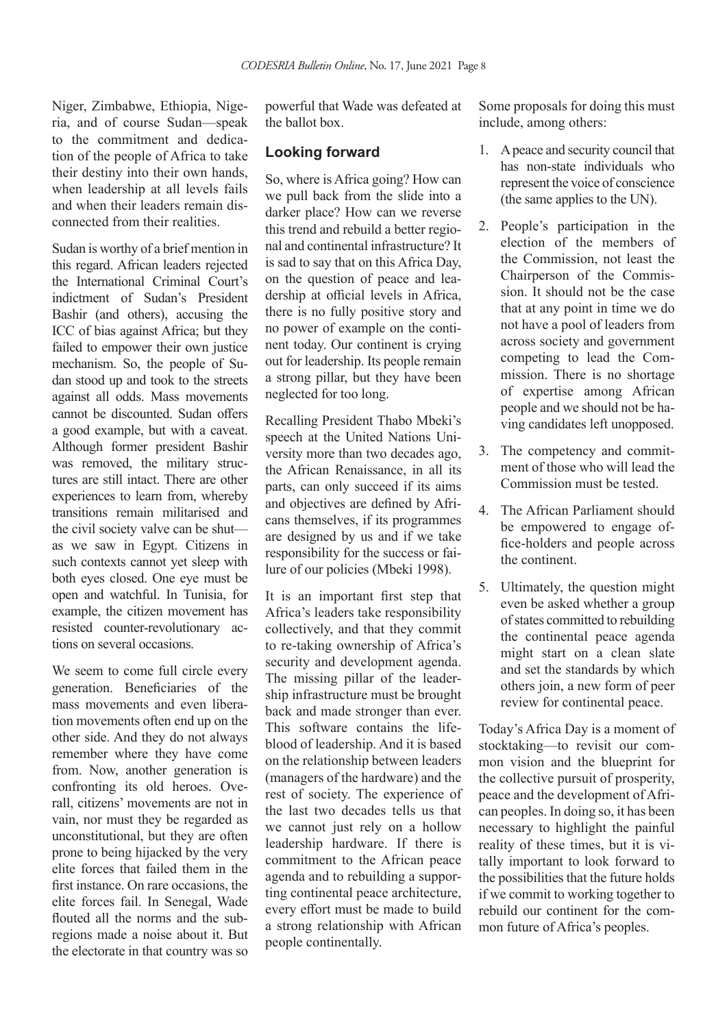Niger, Zimbabwe, Ethiopia, Nigeria, and of course Sudan—speak to the commitment and dedication of the people of Africa to take their destiny into their own hands, when leadership at all levels fails and when their leaders remain disconnected from their realities.

Sudan is worthy of a brief mention in this regard. African leaders rejected the International Criminal Court's indictment of Sudan's President Bashir (and others), accusing the ICC of bias against Africa; but they failed to empower their own justice mechanism. So, the people of Sudan stood up and took to the streets against all odds. Mass movements cannot be discounted. Sudan offers a good example, but with a caveat. Although former president Bashir was removed, the military structures are still intact. There are other experiences to learn from, whereby transitions remain militarised and the civil society valve can be shut—as we saw in Egypt. Citizens in such contexts cannot yet sleep with both eyes closed. One eye must be open and watchful. In Tunisia, for example, the citizen movement has resisted counter-revolutionary actions on several occasions.

We seem to come full circle every generation. Beneficiaries of the mass movements and even liberation movements often end up on the other side. And they do not always remember where they have come from. Now, another generation is confronting its old heroes. Overall, citizens' movements are not in vain, nor must they be regarded as unconstitutional, but they are often prone to being hijacked by the very elite forces that failed them in the first instance. On rare occasions, the elite forces fail. In Senegal, Wade flouted all the norms and the subregions made a noise about it. But the electorate in that country was so powerful that Wade was defeated at the ballot box.

## Looking forward

So, where is Africa going? How can we pull back from the slide into a darker place? How can we reverse this trend and rebuild a better regional and continental infrastructure? It is sad to say that on this Africa Day, on the question of peace and leadership at official levels in Africa, there is no fully positive story and no power of example on the continent today. Our continent is crying out for leadership. Its people remain a strong pillar, but they have been neglected for too long.

Recalling President Thabo Mbeki's speech at the United Nations University more than two decades ago, the African Renaissance, in all its parts, can only succeed if its aims and objectives are defined by Africans themselves, if its programmes are designed by us and if we take responsibility for the success or failure of our policies (Mbeki 1998).

It is an important first step that Africa's leaders take responsibility collectively, and that they commit to re-taking ownership of Africa's security and development agenda. The missing pillar of the leadership infrastructure must be brought back and made stronger than ever. This software contains the lifeblood of leadership. And it is based on the relationship between leaders (managers of the hardware) and the rest of society. The experience of the last two decades tells us that we cannot just rely on a hollow leadership hardware. If there is commitment to the African peace agenda and to rebuilding a supporting continental peace architecture, every effort must be made to build a strong relationship with African people continentally.

Some proposals for doing this must include, among others:

1. A peace and security council that has non-state individuals who represent the voice of conscience (the same applies to the UN).
2. People's participation in the election of the members of the Commission, not least the Chairperson of the Commission. It should not be the case that at any point in time we do not have a pool of leaders from across society and government competing to lead the Commission. There is no shortage of expertise among African people and we should not be having candidates left unopposed.
3. The competency and commitment of those who will lead the Commission must be tested.
4. The African Parliament should be empowered to engage office-holders and people across the continent.
5. Ultimately, the question might even be asked whether a group of states committed to rebuilding the continental peace agenda might start on a clean slate and set the standards by which others join, a new form of peer review for continental peace.

Today's Africa Day is a moment of stocktaking—to revisit our common vision and the blueprint for the collective pursuit of prosperity, peace and the development of African peoples. In doing so, it has been necessary to highlight the painful reality of these times, but it is vitally important to look forward to the possibilities that the future holds if we commit to working together to rebuild our continent for the common future of Africa's peoples.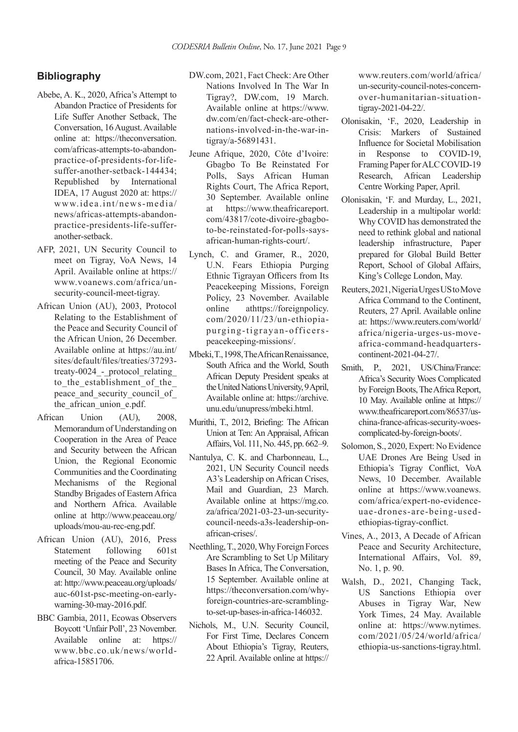## Bibliography

Abebe, A. K., 2020, Africa's Attempt to Abandon Practice of Presidents for Life Suffer Another Setback, The Conversation, 16 August. Available online at: https://theconversation.com/africas-attempts-to-abandon-practice-of-presidents-for-life-suffer-another-setback-144434; Republished by International IDEA, 17 August 2020 at: https://www.idea.int/news-media/news/africas-attempts-abandon-practice-presidents-life-suffer-another-setback.

AFP, 2021, UN Security Council to meet on Tigray, VoA News, 14 April. Available online at https://www.voanews.com/africa/un-security-council-meet-tigray.

African Union (AU), 2003, Protocol Relating to the Establishment of the Peace and Security Council of the African Union, 26 December. Available online at https://au.int/sites/default/files/treaties/37293-treaty-0024_-_protocol_relating_to_the_establishment_of_the_peace_and_security_council_of_the_african_union_e.pdf.

African Union (AU), 2008, Memorandum of Understanding on Cooperation in the Area of Peace and Security between the African Union, the Regional Economic Communities and the Coordinating Mechanisms of the Regional Standby Brigades of Eastern Africa and Northern Africa. Available online at http://www.peaceau.org/uploads/mou-au-rec-eng.pdf.

African Union (AU), 2016, Press Statement following 601st meeting of the Peace and Security Council, 30 May. Available online at: http://www.peaceau.org/uploads/auc-601st-psc-meeting-on-early-warning-30-may-2016.pdf.

BBC Gambia, 2011, Ecowas Observers Boycott 'Unfair Poll', 23 November. Available online at: https://www.bbc.co.uk/news/world-africa-15851706.

DW.com, 2021, Fact Check: Are Other Nations Involved In The War In Tigray?, DW.com, 19 March. Available online at https://www.dw.com/en/fact-check-are-other-nations-involved-in-the-war-in-tigray/a-56891431.

Jeune Afrique, 2020, Côte d'Ivoire: Gbagbo To Be Reinstated For Polls, Says African Human Rights Court, The Africa Report, 30 September. Available online at https://www.theafricareport.com/43817/cote-divoire-gbagbo-to-be-reinstated-for-polls-says-african-human-rights-court/.

Lynch, C. and Gramer, R., 2020, U.N. Fears Ethiopia Purging Ethnic Tigrayan Officers from Its Peacekeeping Missions, Foreign Policy, 23 November. Available online athttps://foreignpolicy.com/2020/11/23/un-ethiopia-purging-tigrayan-officers-peacekeeping-missions/.

Mbeki, T., 1998, The African Renaissance, South Africa and the World, South African Deputy President speaks at the United Nations University, 9 April, Available online at: https://archive.unu.edu/unupress/mbeki.html.

Murithi, T., 2012, Briefing: The African Union at Ten: An Appraisal, African Affairs, Vol. 111, No. 445, pp. 662–9.

Nantulya, C. K. and Charbonneau, L., 2021, UN Security Council needs A3's Leadership on African Crises, Mail and Guardian, 23 March. Available online at https://mg.co.za/africa/2021-03-23-un-security-council-needs-a3s-leadership-on-african-crises/.

Neethling, T., 2020, Why Foreign Forces Are Scrambling to Set Up Military Bases In Africa, The Conversation, 15 September. Available online at https://theconversation.com/why-foreign-countries-are-scrambling-to-set-up-bases-in-africa-146032.

Nichols, M., U.N. Security Council, For First Time, Declares Concern About Ethiopia's Tigray, Reuters, 22 April. Available online at https://www.reuters.com/world/africa/un-security-council-notes-concern-over-humanitarian-situation-tigray-2021-04-22/.

Olonisakin, 'F., 2020, Leadership in Crisis: Markers of Sustained Influence for Societal Mobilisation in Response to COVID-19, Framing Paper for ALC COVID-19 Research, African Leadership Centre Working Paper, April.

Olonisakin, 'F. and Murday, L., 2021, Leadership in a multipolar world: Why COVID has demonstrated the need to rethink global and national leadership infrastructure, Paper prepared for Global Build Better Report, School of Global Affairs, King's College London, May.

Reuters, 2021, Nigeria Urges US to Move Africa Command to the Continent, Reuters, 27 April. Available online at: https://www.reuters.com/world/africa/nigeria-urges-us-move-africa-command-headquarters-continent-2021-04-27/.

Smith, P., 2021, US/China/France: Africa's Security Woes Complicated by Foreign Boots, The Africa Report, 10 May. Available online at https://www.theafricareport.com/86537/us-china-france-africas-security-woes-complicated-by-foreign-boots/.

Solomon, S., 2020, Expert: No Evidence UAE Drones Are Being Used in Ethiopia's Tigray Conflict, VoA News, 10 December. Available online at https://www.voanews.com/africa/expert-no-evidence-uae-drones-are-being-used-ethiopias-tigray-conflict.

Vines, A., 2013, A Decade of African Peace and Security Architecture, International Affairs, Vol. 89, No. 1, p. 90.

Walsh, D., 2021, Changing Tack, US Sanctions Ethiopia over Abuses in Tigray War, New York Times, 24 May. Available online at: https://www.nytimes.com/2021/05/24/world/africa/ethiopia-us-sanctions-tigray.html.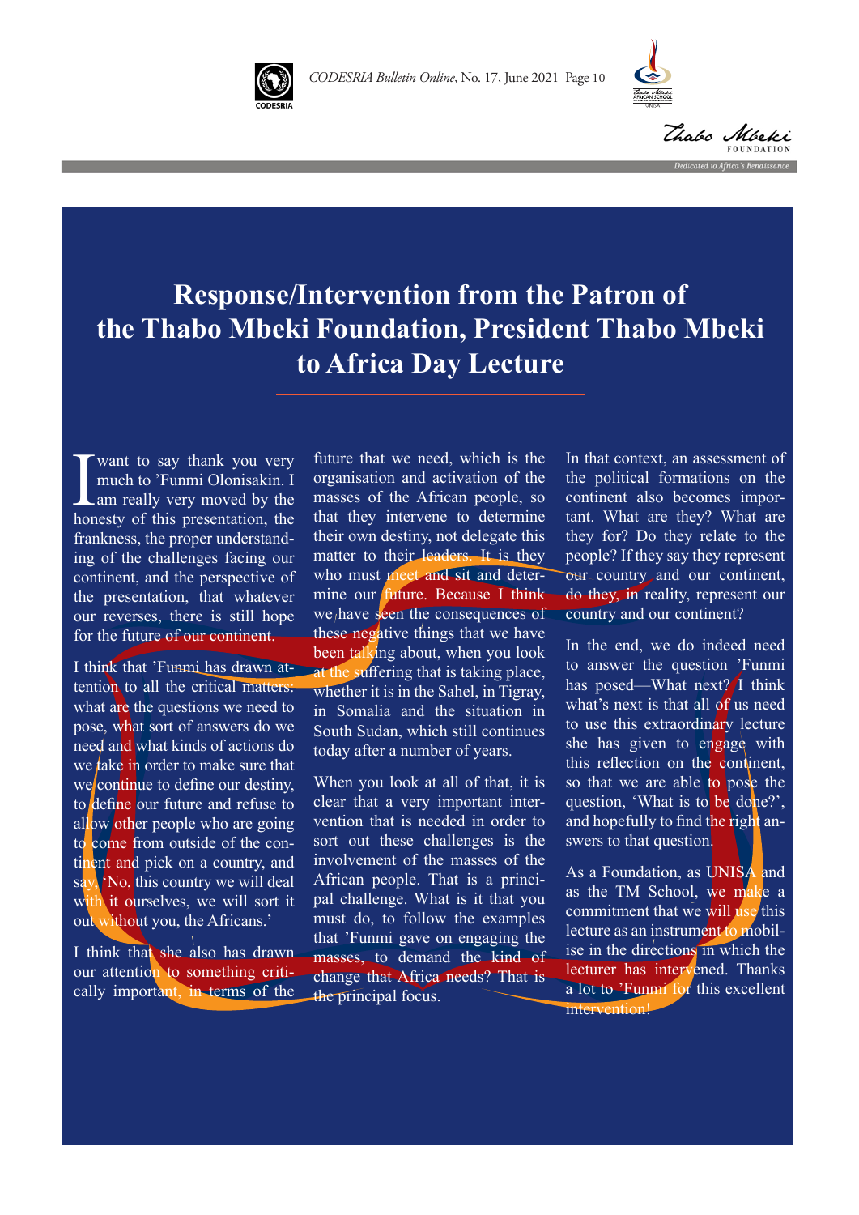# Response/Intervention from the Patron of the Thabo Mbeki Foundation, President Thabo Mbeki to Africa Day Lecture

I want to say thank you very much to 'Funmi Olonisakin. I am really very moved by the honesty of this presentation, the frankness, the proper understanding of the challenges facing our continent, and the perspective of the presentation, that whatever our reverses, there is still hope for the future of our continent.

I think that 'Funmi has drawn attention to all the critical matters: what are the questions we need to pose, what sort of answers do we need and what kinds of actions do we take in order to make sure that we continue to define our destiny, to define our future and refuse to allow other people who are going to come from outside of the continent and pick on a country, and say, 'No, this country we will deal with it ourselves, we will sort it out without you, the Africans.'

I think that she also has drawn our attention to something critically important, in terms of the future that we need, which is the organisation and activation of the masses of the African people, so that they intervene to determine their own destiny, not delegate this matter to their leaders. It is they who must meet and sit and determine our future. Because I think we have seen the consequences of these negative things that we have been talking about, when you look at the suffering that is taking place, whether it is in the Sahel, in Tigray, in Somalia and the situation in South Sudan, which still continues today after a number of years.

When you look at all of that, it is clear that a very important intervention that is needed in order to sort out these challenges is the involvement of the masses of the African people. That is a principal challenge. What is it that you must do, to follow the examples that 'Funmi gave on engaging the masses, to demand the kind of change that Africa needs? That is the principal focus.

In that context, an assessment of the political formations on the continent also becomes important. What are they? What are they for? Do they relate to the people? If they say they represent our country and our continent, do they, in reality, represent our country and our continent?

In the end, we do indeed need to answer the question 'Funmi has posed—What next? I think what's next is that all of us need to use this extraordinary lecture she has given to engage with this reflection on the continent, so that we are able to pose the question, 'What is to be done?', and hopefully to find the right answers to that question.

As a Foundation, as UNISA and as the TM School, we make a commitment that we will use this lecture as an instrument to mobilise in the directions in which the lecturer has intervened. Thanks a lot to 'Funmi for this excellent intervention!